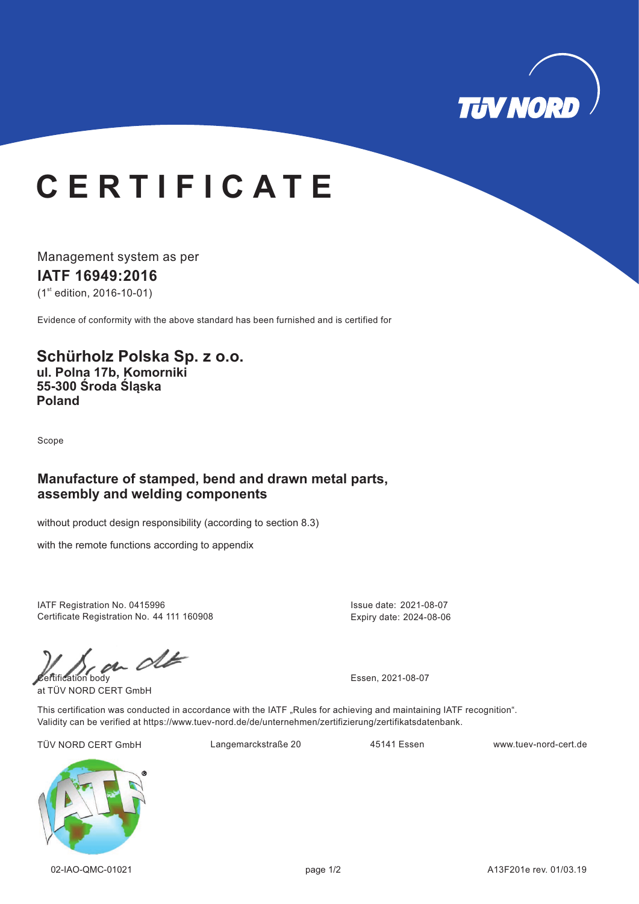# CERTIFICATE

Management system as per

**IATF 16949:2016**

(1st edition, 2016-10-01)

Evidence of conformity with the above standard has been furnished and is certified for

**Schürholz Polska Sp. z o.o.**
**ul. Polna 17b, Komorniki**
**55-300 Środa Śląska**
**Poland**

Scope

**Manufacture of stamped, bend and drawn metal parts, assembly and welding components**

without product design responsibility (according to section 8.3)

with the remote functions according to appendix

IATF Registration No. 0415996
Certificate Registration No. 44 111 160908

Issue date: 2021-08-07
Expiry date: 2024-08-06

Certification body
at TÜV NORD CERT GmbH

Essen, 2021-08-07

This certification was conducted in accordance with the IATF „Rules for achieving and maintaining IATF recognition".
Validity can be verified at https://www.tuev-nord.de/de/unternehmen/zertifizierung/zertifikatsdatenbank.

TÜV NORD CERT GmbH Langemarckstraße 20 45141 Essen www.tuev-nord-cert.de

02-IAO-QMC-01021 A13F201e rev. 01/03.19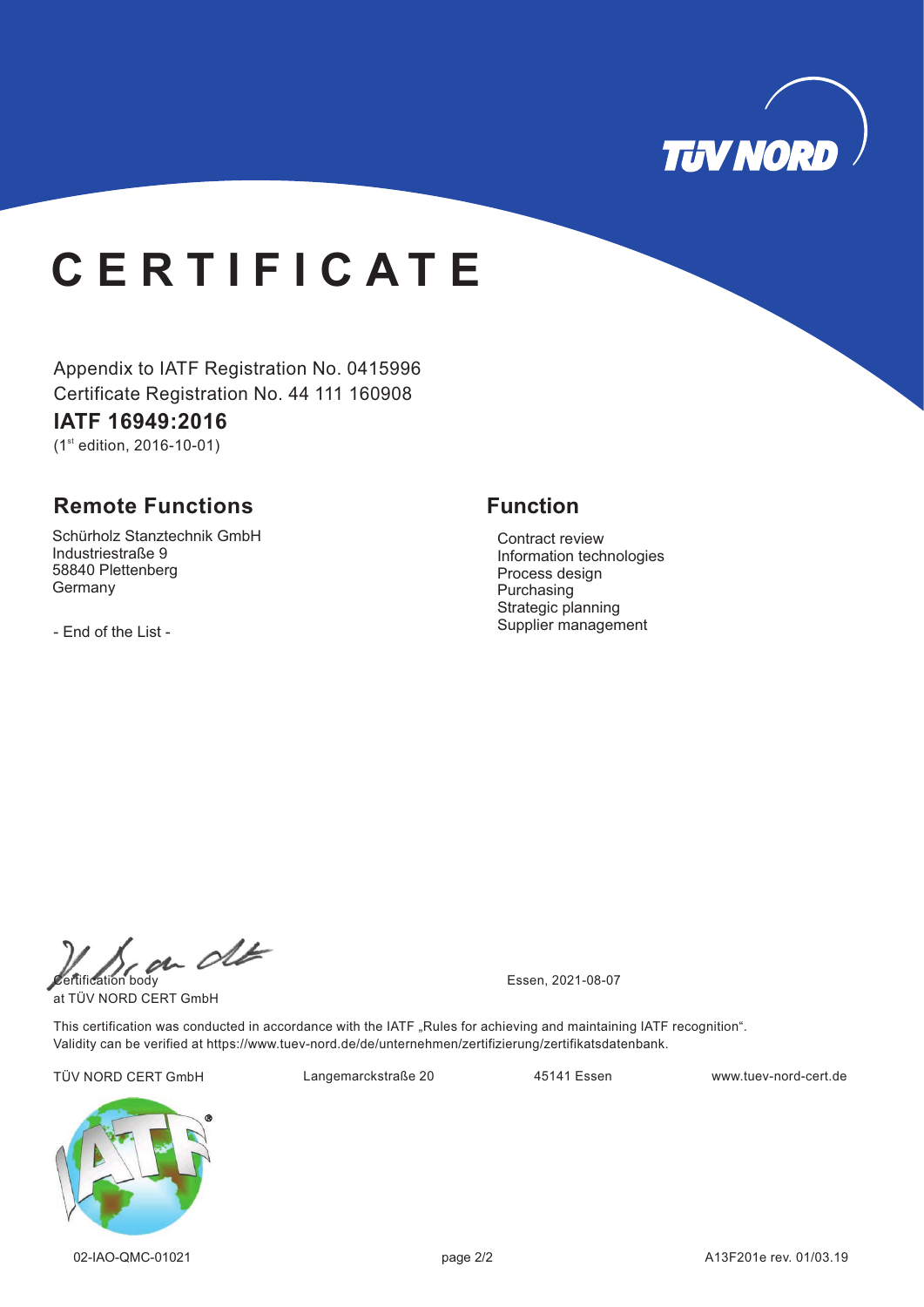TÜV NORD

# C E R T I F I C A T E

Appendix to IATF Registration No. 0415996
Certificate Registration No. 44 111 160908

**IATF 16949:2016**
(1st edition, 2016-10-01)

| Remote Functions | Function |
|---|---|
| Schürholz Stanztechnik GmbH<br>Industriestraße 9<br>58840 Plettenberg<br>Germany | Contract review<br>Information technologies<br>Process design<br>Purchasing<br>Strategic planning<br>Supplier management |

\- End of the List -

Certification body
at TÜV NORD CERT GmbH

Essen, 2021-08-07

This certification was conducted in accordance with the IATF „Rules for achieving and maintaining IATF recognition".
Validity can be verified at https://www.tuev-nord.de/de/unternehmen/zertifizierung/zertifikatsdatenbank.

TÜV NORD CERT GmbH  Langemarckstraße 20  45141 Essen  www.tuev-nord-cert.de

IATF

02-IAO-QMC-01021  A13F201e rev. 01/03.19